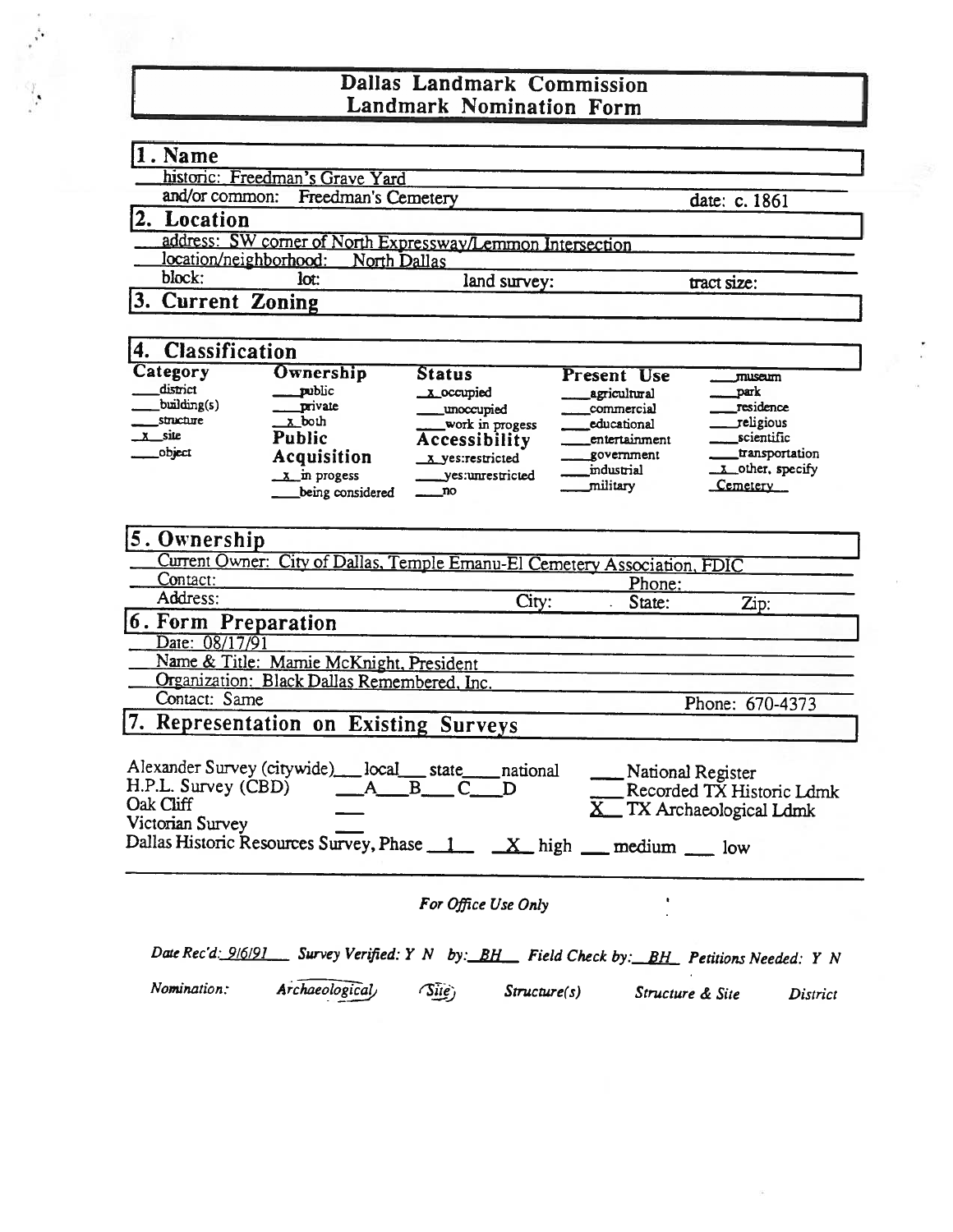# Dallas Landmark Commission
# Landmark Nomination Form

## 1. Name

historic: Freedman's Grave Yard

and/or common: Freedman's Cemetery — date: c. 1861

## 2. Location

address: SW corner of North Expressway/Lemmon Intersection

location/neighborhood: North Dallas

block: lot: land survey: tract size:

## 3. Current Zoning

## 4. Classification

| Category | Ownership | Status | Present Use | |
|---|---|---|---|---|
| ___ district | ___ public | x occupied | ___ agricultural | ___ museum |
| ___ building(s) | ___ private | ___ unoccupied | ___ commercial | ___ park |
| ___ structure | x both | ___ work in progess | ___ educational | ___ residence |
| x site | **Public Acquisition** | **Accessibility** | ___ entertainment | ___ religious |
| ___ object | x in progess | x yes:restricted | ___ government | ___ scientific |
| | ___ being considered | ___ yes:unrestricted | ___ industrial | ___ transportation |
| | | ___ no | ___ military | x other, specify Cemetery |

## 5. Ownership

Current Owner: City of Dallas, Temple Emanu-El Cemetery Association, FDIC

Contact: Phone:

Address: City: State: Zip:

## 6. Form Preparation

Date: 08/17/91

Name & Title: Mamie McKnight, President

Organization: Black Dallas Remembered, Inc.

Contact: Same — Phone: 670-4373

## 7. Representation on Existing Surveys

Alexander Survey (citywide) ___ local ___ state ___ national

H.P.L. Survey (CBD) ___ A ___ B ___ C ___ D

Oak Cliff ___

Victorian Survey ___

Dallas Historic Resources Survey, Phase 1 X high ___ medium ___ low

___ National Register

___ Recorded TX Historic Ldmk

X TX Archaeological Ldmk

*For Office Use Only*

*Date Rec'd:* 9/6/91 *Survey Verified: Y N by:* BH *Field Check by:* BH *Petitions Needed: Y N*

*Nomination:* *Archaeological* *(Site)* *Structure(s)* *Structure & Site* *District*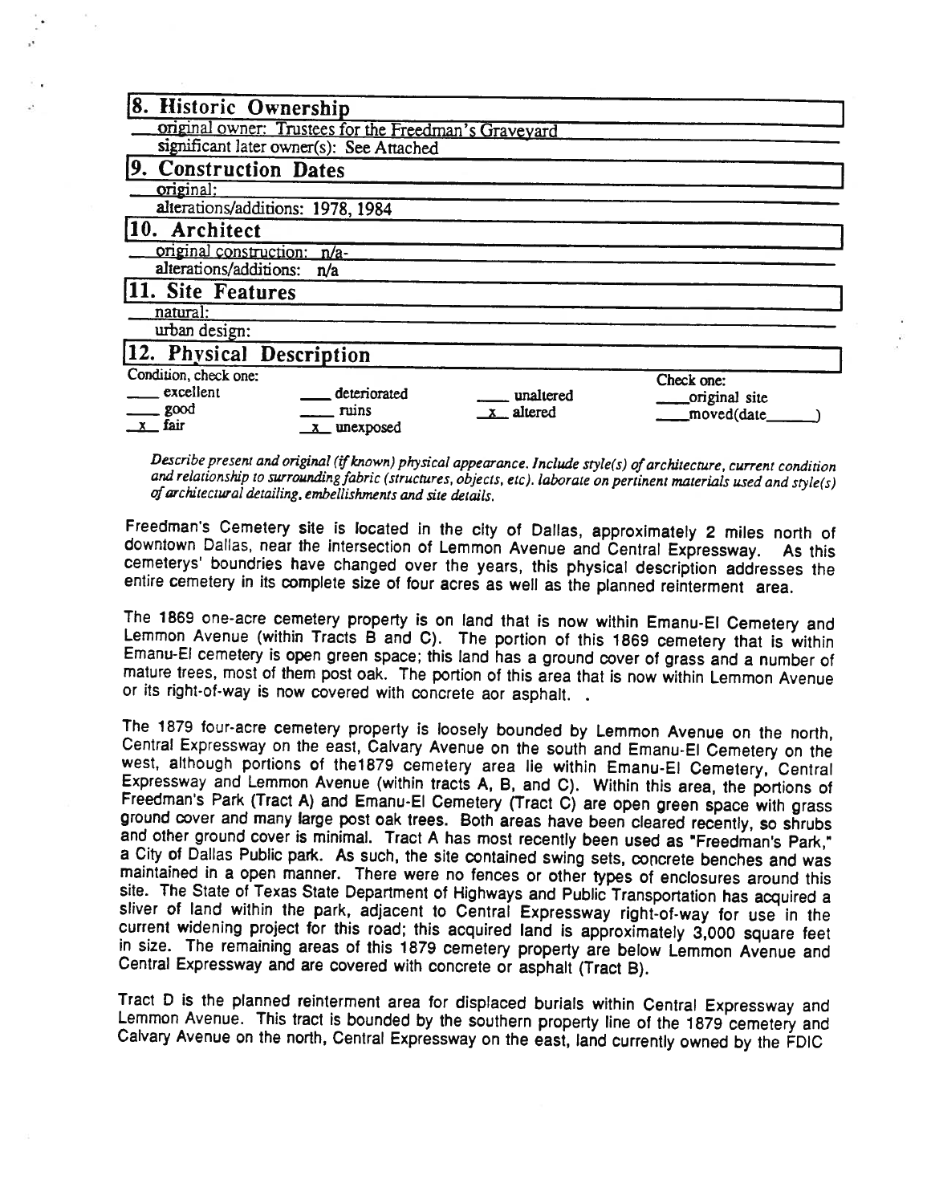## 8. Historic Ownership

original owner: Trustees for the Freedman's Graveyard

significant later owner(s): See Attached

## 9. Construction Dates

original:

alterations/additions: 1978, 1984

## 10. Architect

original construction: n/a-

alterations/additions: n/a

## 11. Site Features

natural:

urban design:

## 12. Physical Description

| Condition, check one: | | | Check one: |
|---|---|---|---|
| ___ excellent | ___ deteriorated | ___ unaltered | ___original site |
| ___ good | ___ ruins | _x_ altered | ___moved(date______) |
| _x_ fair | _x_ unexposed | | |

*Describe present and original (if known) physical appearance. Include style(s) of architecture, current condition and relationship to surrounding fabric (structures, objects, etc). laborate on pertinent materials used and style(s) of architectural detailing, embellishments and site details.*

Freedman's Cemetery site is located in the city of Dallas, approximately 2 miles north of downtown Dallas, near the intersection of Lemmon Avenue and Central Expressway. As this cemeterys' boundries have changed over the years, this physical description addresses the entire cemetery in its complete size of four acres as well as the planned reinterment area.

The 1869 one-acre cemetery property is on land that is now within Emanu-El Cemetery and Lemmon Avenue (within Tracts B and C). The portion of this 1869 cemetery that is within Emanu-El cemetery is open green space; this land has a ground cover of grass and a number of mature trees, most of them post oak. The portion of this area that is now within Lemmon Avenue or its right-of-way is now covered with concrete aor asphalt. .

The 1879 four-acre cemetery property is loosely bounded by Lemmon Avenue on the north, Central Expressway on the east, Calvary Avenue on the south and Emanu-El Cemetery on the west, although portions of the1879 cemetery area lie within Emanu-El Cemetery, Central Expressway and Lemmon Avenue (within tracts A, B, and C). Within this area, the portions of Freedman's Park (Tract A) and Emanu-El Cemetery (Tract C) are open green space with grass ground cover and many large post oak trees. Both areas have been cleared recently, so shrubs and other ground cover is minimal. Tract A has most recently been used as "Freedman's Park," a City of Dallas Public park. As such, the site contained swing sets, concrete benches and was maintained in a open manner. There were no fences or other types of enclosures around this site. The State of Texas State Department of Highways and Public Transportation has acquired a sliver of land within the park, adjacent to Central Expressway right-of-way for use in the current widening project for this road; this acquired land is approximately 3,000 square feet in size. The remaining areas of this 1879 cemetery property are below Lemmon Avenue and Central Expressway and are covered with concrete or asphalt (Tract B).

Tract D is the planned reinterment area for displaced burials within Central Expressway and Lemmon Avenue. This tract is bounded by the southern property line of the 1879 cemetery and Calvary Avenue on the north, Central Expressway on the east, land currently owned by the FDIC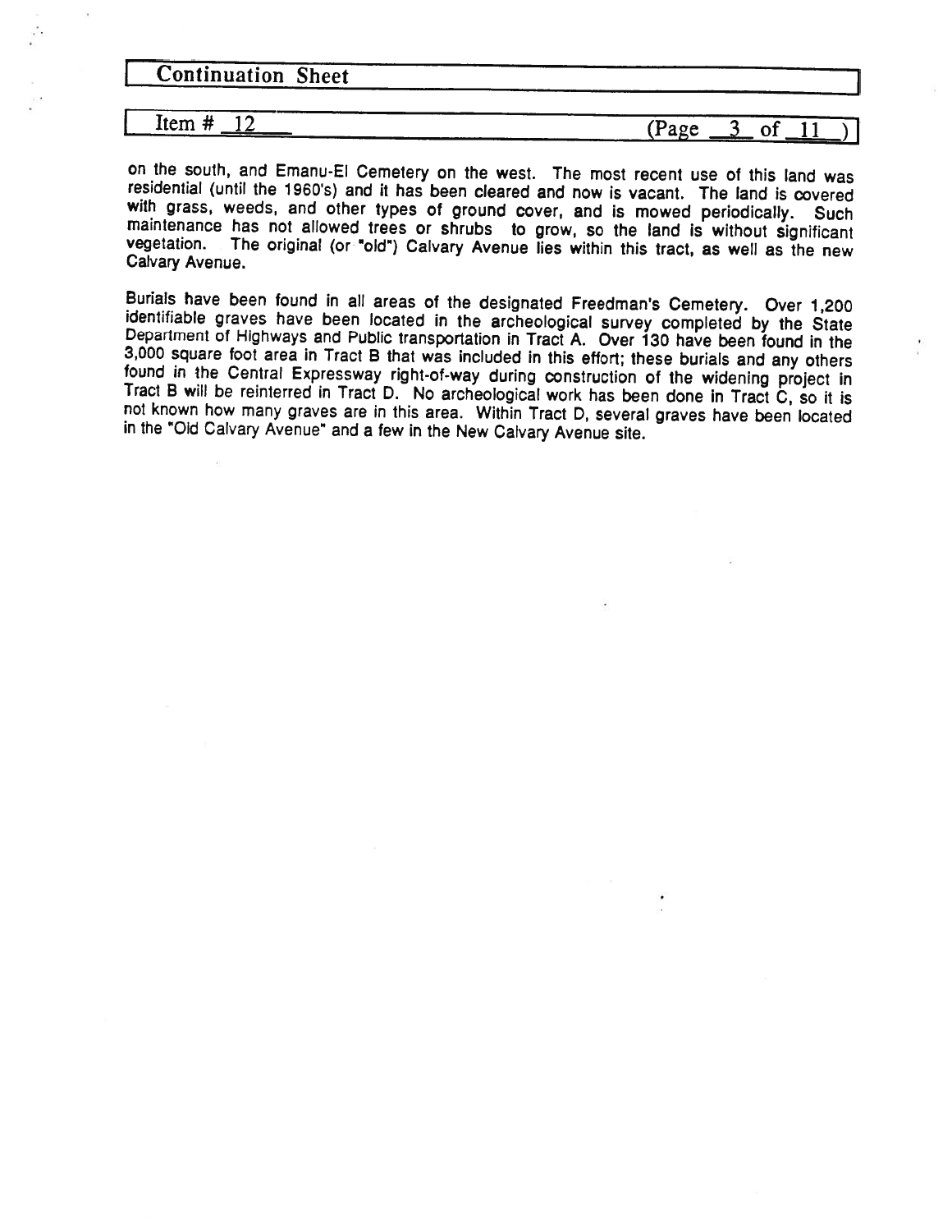**Continuation Sheet**

Item # 12

on the south, and Emanu-El Cemetery on the west. The most recent use of this land was residential (until the 1960's) and it has been cleared and now is vacant. The land is covered with grass, weeds, and other types of ground cover, and is mowed periodically. Such maintenance has not allowed trees or shrubs to grow, so the land is without significant vegetation. The original (or "old") Calvary Avenue lies within this tract, as well as the new Calvary Avenue.

Burials have been found in all areas of the designated Freedman's Cemetery. Over 1,200 identifiable graves have been located in the archeological survey completed by the State Department of Highways and Public transportation in Tract A. Over 130 have been found in the 3,000 square foot area in Tract B that was included in this effort; these burials and any others found in the Central Expressway right-of-way during construction of the widening project in Tract B will be reinterred in Tract D. No archeological work has been done in Tract C, so it is not known how many graves are in this area. Within Tract D, several graves have been located in the "Old Calvary Avenue" and a few in the New Calvary Avenue site.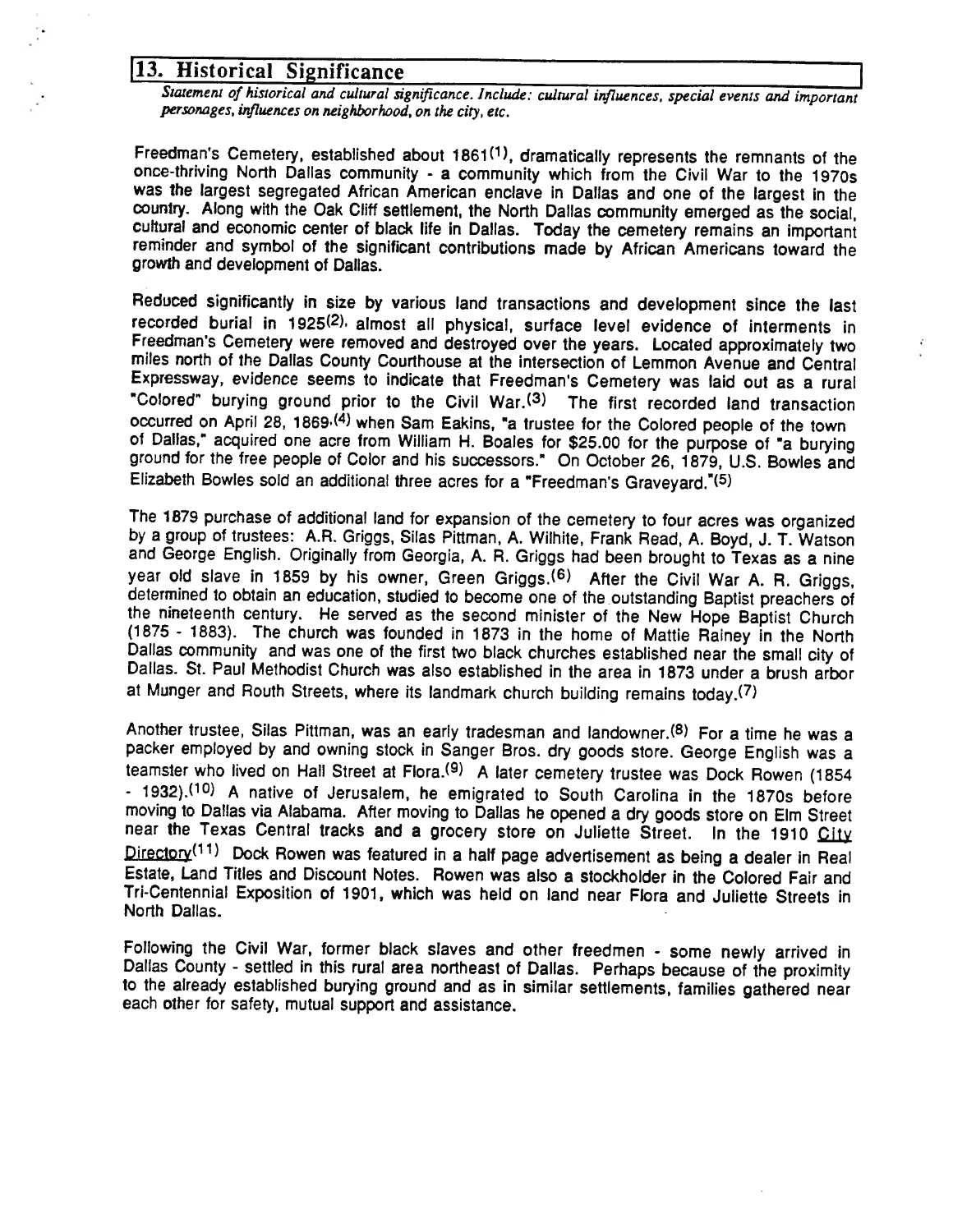## 13. Historical Significance

*Statement of historical and cultural significance. Include: cultural influences, special events and important personages, influences on neighborhood, on the city, etc.*

Freedman's Cemetery, established about 1861[1], dramatically represents the remnants of the once-thriving North Dallas community - a community which from the Civil War to the 1970s was the largest segregated African American enclave in Dallas and one of the largest in the country. Along with the Oak Cliff settlement, the North Dallas community emerged as the social, cultural and economic center of black life in Dallas. Today the cemetery remains an important reminder and symbol of the significant contributions made by African Americans toward the growth and development of Dallas.

Reduced significantly in size by various land transactions and development since the last recorded burial in 1925[2], almost all physical, surface level evidence of interments in Freedman's Cemetery were removed and destroyed over the years. Located approximately two miles north of the Dallas County Courthouse at the intersection of Lemmon Avenue and Central Expressway, evidence seems to indicate that Freedman's Cemetery was laid out as a rural "Colored" burying ground prior to the Civil War.[3] The first recorded land transaction occurred on April 28, 1869,[4] when Sam Eakins, "a trustee for the Colored people of the town of Dallas," acquired one acre from William H. Boales for $25.00 for the purpose of "a burying ground for the free people of Color and his successors." On October 26, 1879, U.S. Bowles and Elizabeth Bowles sold an additional three acres for a "Freedman's Graveyard."[5]

The 1879 purchase of additional land for expansion of the cemetery to four acres was organized by a group of trustees: A.R. Griggs, Silas Pittman, A. Wilhite, Frank Read, A. Boyd, J. T. Watson and George English. Originally from Georgia, A. R. Griggs had been brought to Texas as a nine year old slave in 1859 by his owner, Green Griggs.[6] After the Civil War A. R. Griggs, determined to obtain an education, studied to become one of the outstanding Baptist preachers of the nineteenth century. He served as the second minister of the New Hope Baptist Church (1875 - 1883). The church was founded in 1873 in the home of Mattie Rainey in the North Dallas community and was one of the first two black churches established near the small city of Dallas. St. Paul Methodist Church was also established in the area in 1873 under a brush arbor at Munger and Routh Streets, where its landmark church building remains today.[7]

Another trustee, Silas Pittman, was an early tradesman and landowner.[8] For a time he was a packer employed by and owning stock in Sanger Bros. dry goods store. George English was a teamster who lived on Hall Street at Flora.[9] A later cemetery trustee was Dock Rowen (1854 - 1932).[10] A native of Jerusalem, he emigrated to South Carolina in the 1870s before moving to Dallas via Alabama. After moving to Dallas he opened a dry goods store on Elm Street near the Texas Central tracks and a grocery store on Juliette Street. In the 1910 City Directory[11] Dock Rowen was featured in a half page advertisement as being a dealer in Real Estate, Land Titles and Discount Notes. Rowen was also a stockholder in the Colored Fair and Tri-Centennial Exposition of 1901, which was held on land near Flora and Juliette Streets in North Dallas.

Following the Civil War, former black slaves and other freedmen - some newly arrived in Dallas County - settled in this rural area northeast of Dallas. Perhaps because of the proximity to the already established burying ground and as in similar settlements, families gathered near each other for safety, mutual support and assistance.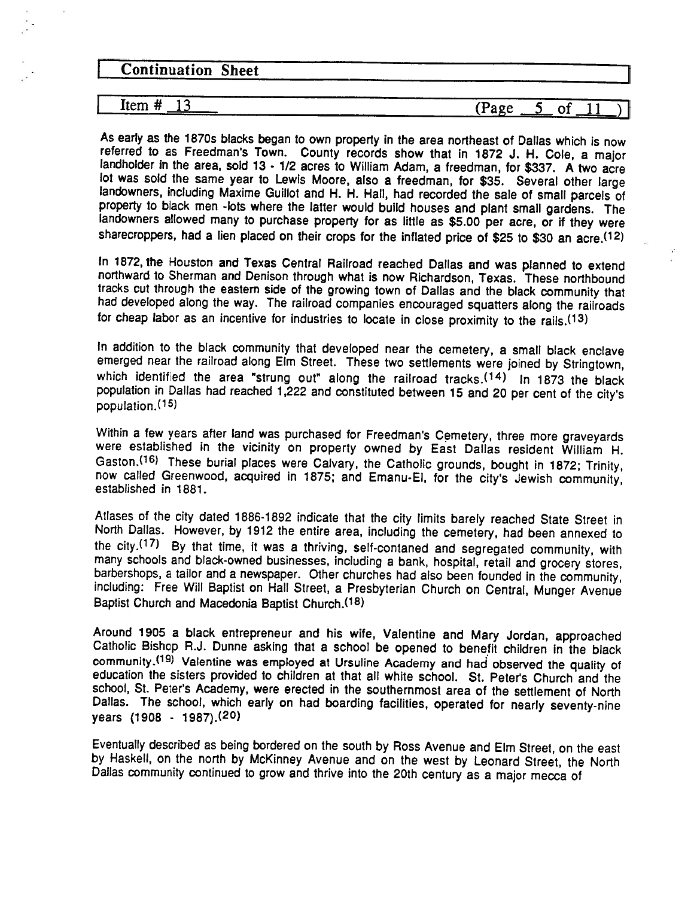Continuation Sheet

Item # 13

As early as the 1870s blacks began to own property in the area northeast of Dallas which is now referred to as Freedman's Town. County records show that in 1872 J. H. Cole, a major landholder in the area, sold 13 - 1/2 acres to William Adam, a freedman, for $337. A two acre lot was sold the same year to Lewis Moore, also a freedman, for $35. Several other large landowners, including Maxime Guillot and H. H. Hall, had recorded the sale of small parcels of property to black men -lots where the latter would build houses and plant small gardens. The landowners allowed many to purchase property for as little as $5.00 per acre, or if they were sharecroppers, had a lien placed on their crops for the inflated price of $25 to $30 an acre.(12)

In 1872, the Houston and Texas Central Railroad reached Dallas and was planned to extend northward to Sherman and Denison through what is now Richardson, Texas. These northbound tracks cut through the eastern side of the growing town of Dallas and the black community that had developed along the way. The railroad companies encouraged squatters along the railroads for cheap labor as an incentive for industries to locate in close proximity to the rails.(13)

In addition to the black community that developed near the cemetery, a small black enclave emerged near the railroad along Elm Street. These two settlements were joined by Stringtown, which identified the area "strung out" along the railroad tracks.(14) In 1873 the black population in Dallas had reached 1,222 and constituted between 15 and 20 per cent of the city's population.(15)

Within a few years after land was purchased for Freedman's Cemetery, three more graveyards were established in the vicinity on property owned by East Dallas resident William H. Gaston.(16) These burial places were Calvary, the Catholic grounds, bought in 1872; Trinity, now called Greenwood, acquired in 1875; and Emanu-El, for the city's Jewish community, established in 1881.

Atlases of the city dated 1886-1892 indicate that the city limits barely reached State Street in North Dallas. However, by 1912 the entire area, including the cemetery, had been annexed to the city.(17) By that time, it was a thriving, self-contaned and segregated community, with many schools and black-owned businesses, including a bank, hospital, retail and grocery stores, barbershops, a tailor and a newspaper. Other churches had also been founded in the community, including: Free Will Baptist on Hall Street, a Presbyterian Church on Central, Munger Avenue Baptist Church and Macedonia Baptist Church.(18)

Around 1905 a black entrepreneur and his wife, Valentine and Mary Jordan, approached Catholic Bishop R.J. Dunne asking that a school be opened to benefit children in the black community.(19) Valentine was employed at Ursuline Academy and had observed the quality of education the sisters provided to children at that all white school. St. Peter's Church and the school, St. Peter's Academy, were erected in the southernmost area of the settlement of North Dallas. The school, which early on had boarding facilities, operated for nearly seventy-nine years (1908 - 1987).(20)

Eventually described as being bordered on the south by Ross Avenue and Elm Street, on the east by Haskell, on the north by McKinney Avenue and on the west by Leonard Street, the North Dallas community continued to grow and thrive into the 20th century as a major mecca of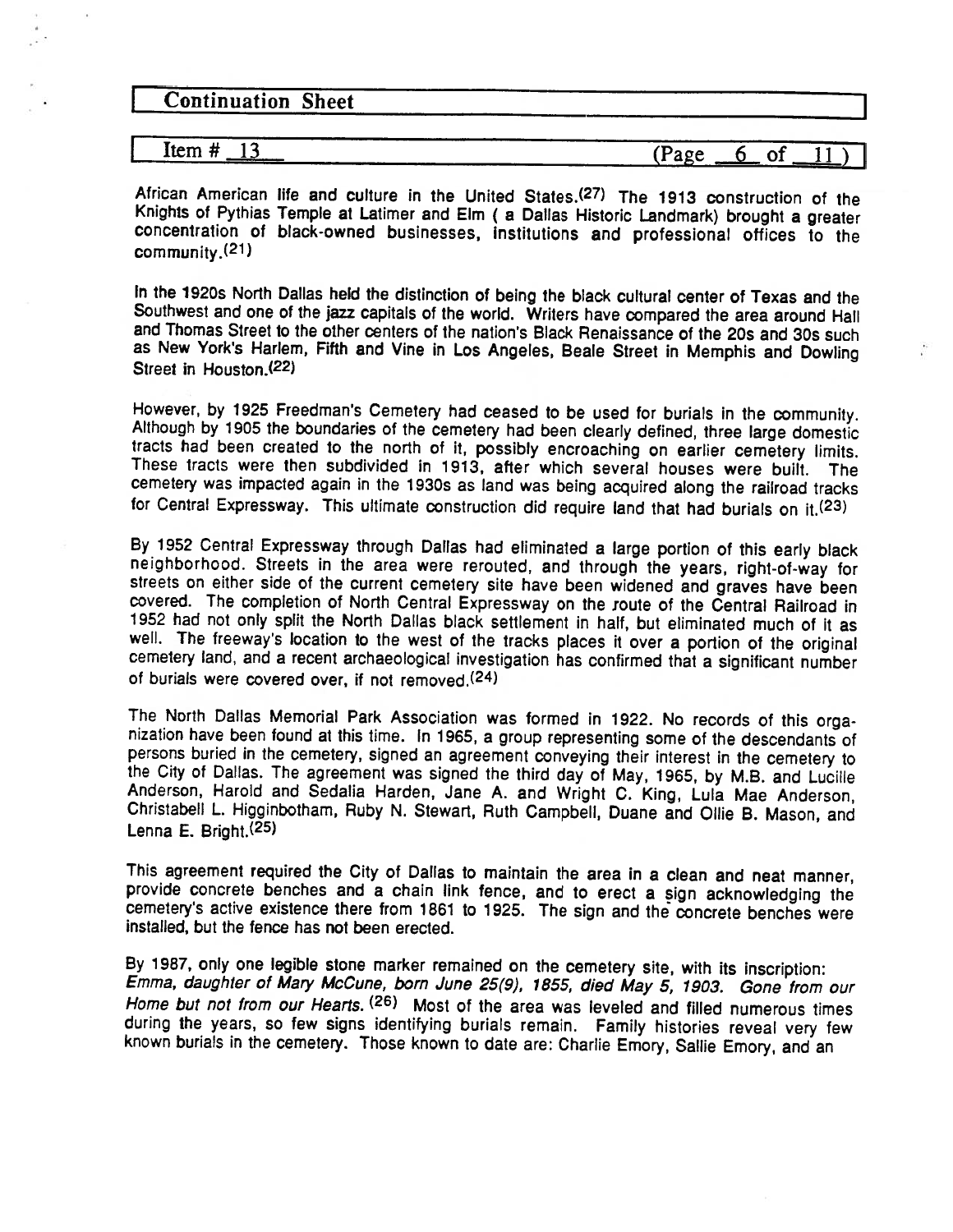African American life and culture in the United States.[27] The 1913 construction of the Knights of Pythias Temple at Latimer and Elm ( a Dallas Historic Landmark) brought a greater concentration of black-owned businesses, institutions and professional offices to the community.[21]

In the 1920s North Dallas held the distinction of being the black cultural center of Texas and the Southwest and one of the jazz capitals of the world. Writers have compared the area around Hall and Thomas Street to the other centers of the nation's Black Renaissance of the 20s and 30s such as New York's Harlem, Fifth and Vine in Los Angeles, Beale Street in Memphis and Dowling Street in Houston.[22]

However, by 1925 Freedman's Cemetery had ceased to be used for burials in the community. Although by 1905 the boundaries of the cemetery had been clearly defined, three large domestic tracts had been created to the north of it, possibly encroaching on earlier cemetery limits. These tracts were then subdivided in 1913, after which several houses were built. The cemetery was impacted again in the 1930s as land was being acquired along the railroad tracks for Central Expressway. This ultimate construction did require land that had burials on it.[23]

By 1952 Central Expressway through Dallas had eliminated a large portion of this early black neighborhood. Streets in the area were rerouted, and through the years, right-of-way for streets on either side of the current cemetery site have been widened and graves have been covered. The completion of North Central Expressway on the route of the Central Railroad in 1952 had not only split the North Dallas black settlement in half, but eliminated much of it as well. The freeway's location to the west of the tracks places it over a portion of the original cemetery land, and a recent archaeological investigation has confirmed that a significant number of burials were covered over, if not removed.[24]

The North Dallas Memorial Park Association was formed in 1922. No records of this organization have been found at this time. In 1965, a group representing some of the descendants of persons buried in the cemetery, signed an agreement conveying their interest in the cemetery to the City of Dallas. The agreement was signed the third day of May, 1965, by M.B. and Lucille Anderson, Harold and Sedalia Harden, Jane A. and Wright C. King, Lula Mae Anderson, Christabell L. Higginbotham, Ruby N. Stewart, Ruth Campbell, Duane and Ollie B. Mason, and Lenna E. Bright.[25]

This agreement required the City of Dallas to maintain the area in a clean and neat manner, provide concrete benches and a chain link fence, and to erect a sign acknowledging the cemetery's active existence there from 1861 to 1925. The sign and the concrete benches were installed, but the fence has not been erected.

By 1987, only one legible stone marker remained on the cemetery site, with its inscription: *Emma, daughter of Mary McCune, born June 25(9), 1855, died May 5, 1903. Gone from our Home but not from our Hearts.* [26] Most of the area was leveled and filled numerous times during the years, so few signs identifying burials remain. Family histories reveal very few known burials in the cemetery. Those known to date are: Charlie Emory, Sallie Emory, and an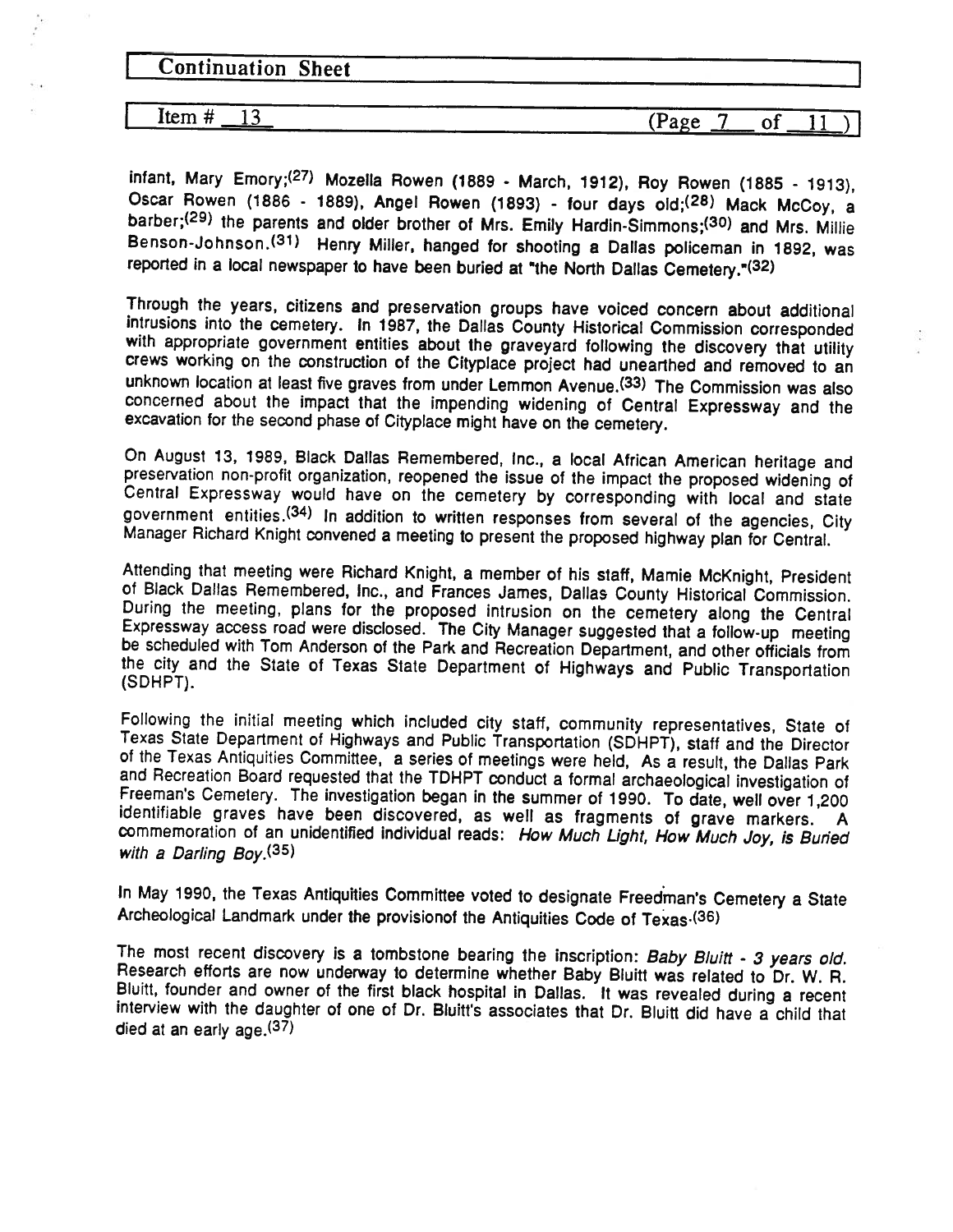infant, Mary Emory;[27] Mozella Rowen (1889 - March, 1912), Roy Rowen (1885 - 1913), Oscar Rowen (1886 - 1889), Angel Rowen (1893) - four days old;[28] Mack McCoy, a barber;[29] the parents and older brother of Mrs. Emily Hardin-Simmons;[30] and Mrs. Millie Benson-Johnson.[31] Henry Miller, hanged for shooting a Dallas policeman in 1892, was reported in a local newspaper to have been buried at "the North Dallas Cemetery."[32]

Through the years, citizens and preservation groups have voiced concern about additional intrusions into the cemetery. In 1987, the Dallas County Historical Commission corresponded with appropriate government entities about the graveyard following the discovery that utility crews working on the construction of the Cityplace project had unearthed and removed to an unknown location at least five graves from under Lemmon Avenue.[33] The Commission was also concerned about the impact that the impending widening of Central Expressway and the excavation for the second phase of Cityplace might have on the cemetery.

On August 13, 1989, Black Dallas Remembered, Inc., a local African American heritage and preservation non-profit organization, reopened the issue of the impact the proposed widening of Central Expressway would have on the cemetery by corresponding with local and state government entities.[34] In addition to written responses from several of the agencies, City Manager Richard Knight convened a meeting to present the proposed highway plan for Central.

Attending that meeting were Richard Knight, a member of his staff, Mamie McKnight, President of Black Dallas Remembered, Inc., and Frances James, Dallas County Historical Commission. During the meeting, plans for the proposed intrusion on the cemetery along the Central Expressway access road were disclosed. The City Manager suggested that a follow-up meeting be scheduled with Tom Anderson of the Park and Recreation Department, and other officials from the city and the State of Texas State Department of Highways and Public Transportation (SDHPT).

Following the initial meeting which included city staff, community representatives, State of Texas State Department of Highways and Public Transportation (SDHPT), staff and the Director of the Texas Antiquities Committee, a series of meetings were held, As a result, the Dallas Park and Recreation Board requested that the TDHPT conduct a formal archaeological investigation of Freeman's Cemetery. The investigation began in the summer of 1990. To date, well over 1,200 identifiable graves have been discovered, as well as fragments of grave markers. A commemoration of an unidentified individual reads: *How Much Light, How Much Joy, is Buried with a Darling Boy.*[35]

In May 1990, the Texas Antiquities Committee voted to designate Freedman's Cemetery a State Archeological Landmark under the provisionof the Antiquities Code of Texas.[36]

The most recent discovery is a tombstone bearing the inscription: *Baby Bluitt - 3 years old.* Research efforts are now underway to determine whether Baby Bluitt was related to Dr. W. R. Bluitt, founder and owner of the first black hospital in Dallas. It was revealed during a recent interview with the daughter of one of Dr. Bluitt's associates that Dr. Bluitt did have a child that died at an early age.[37]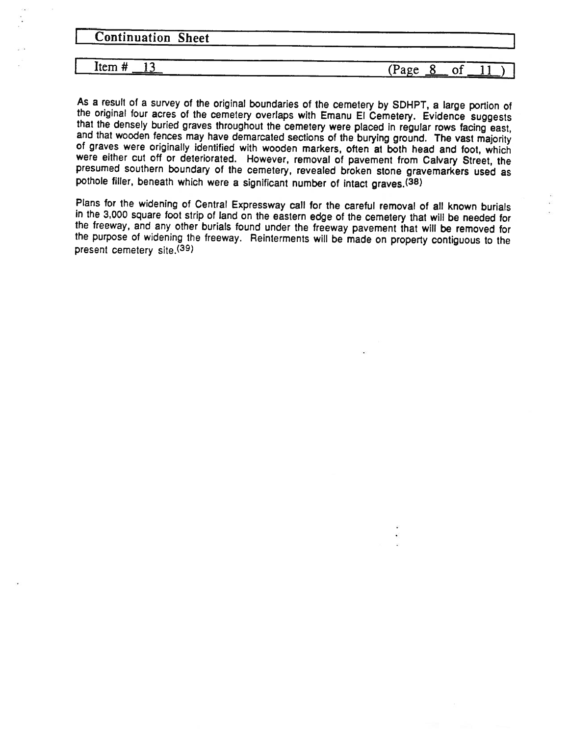**Continuation Sheet**

**Item # 13**

As a result of a survey of the original boundaries of the cemetery by SDHPT, a large portion of the original four acres of the cemetery overlaps with Emanu El Cemetery. Evidence suggests that the densely buried graves throughout the cemetery were placed in regular rows facing east, and that wooden fences may have demarcated sections of the burying ground. The vast majority of graves were originally identified with wooden markers, often at both head and foot, which were either cut off or deteriorated. However, removal of pavement from Calvary Street, the presumed southern boundary of the cemetery, revealed broken stone gravemarkers used as pothole filler, beneath which were a significant number of intact graves.(38)

Plans for the widening of Central Expressway call for the careful removal of all known burials in the 3,000 square foot strip of land on the eastern edge of the cemetery that will be needed for the freeway, and any other burials found under the freeway pavement that will be removed for the purpose of widening the freeway. Reinterments will be made on property contiguous to the present cemetery site.(39)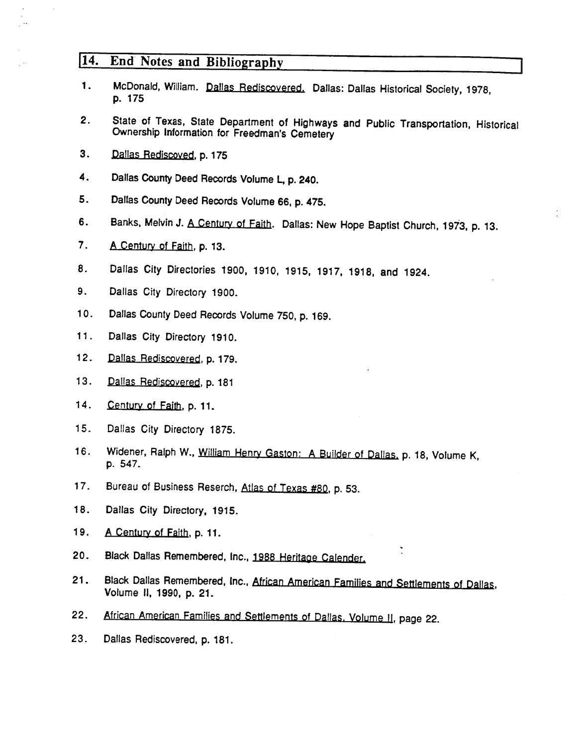## 14. End Notes and Bibliography

1. McDonald, William. Dallas Rediscovered. Dallas: Dallas Historical Society, 1978, p. 175
2. State of Texas, State Department of Highways and Public Transportation, Historical Ownership Information for Freedman's Cemetery
3. Dallas Rediscoved, p. 175
4. Dallas County Deed Records Volume L, p. 240.
5. Dallas County Deed Records Volume 66, p. 475.
6. Banks, Melvin J. A Century of Faith. Dallas: New Hope Baptist Church, 1973, p. 13.
7. A Century of Faith, p. 13.
8. Dallas City Directories 1900, 1910, 1915, 1917, 1918, and 1924.
9. Dallas City Directory 1900.
10. Dallas County Deed Records Volume 750, p. 169.
11. Dallas City Directory 1910.
12. Dallas Rediscovered, p. 179.
13. Dallas Rediscovered, p. 181
14. Century of Faith, p. 11.
15. Dallas City Directory 1875.
16. Widener, Ralph W., William Henry Gaston: A Builder of Dallas, p. 18, Volume K, p. 547.
17. Bureau of Business Reserch, Atlas of Texas #80, p. 53.
18. Dallas City Directory, 1915.
19. A Century of Faith, p. 11.
20. Black Dallas Remembered, Inc., 1988 Heritage Calender.
21. Black Dallas Remembered, Inc., African American Families and Settlements of Dallas, Volume II, 1990, p. 21.
22. African American Families and Settlements of Dallas, Volume II, page 22.
23. Dallas Rediscovered, p. 181.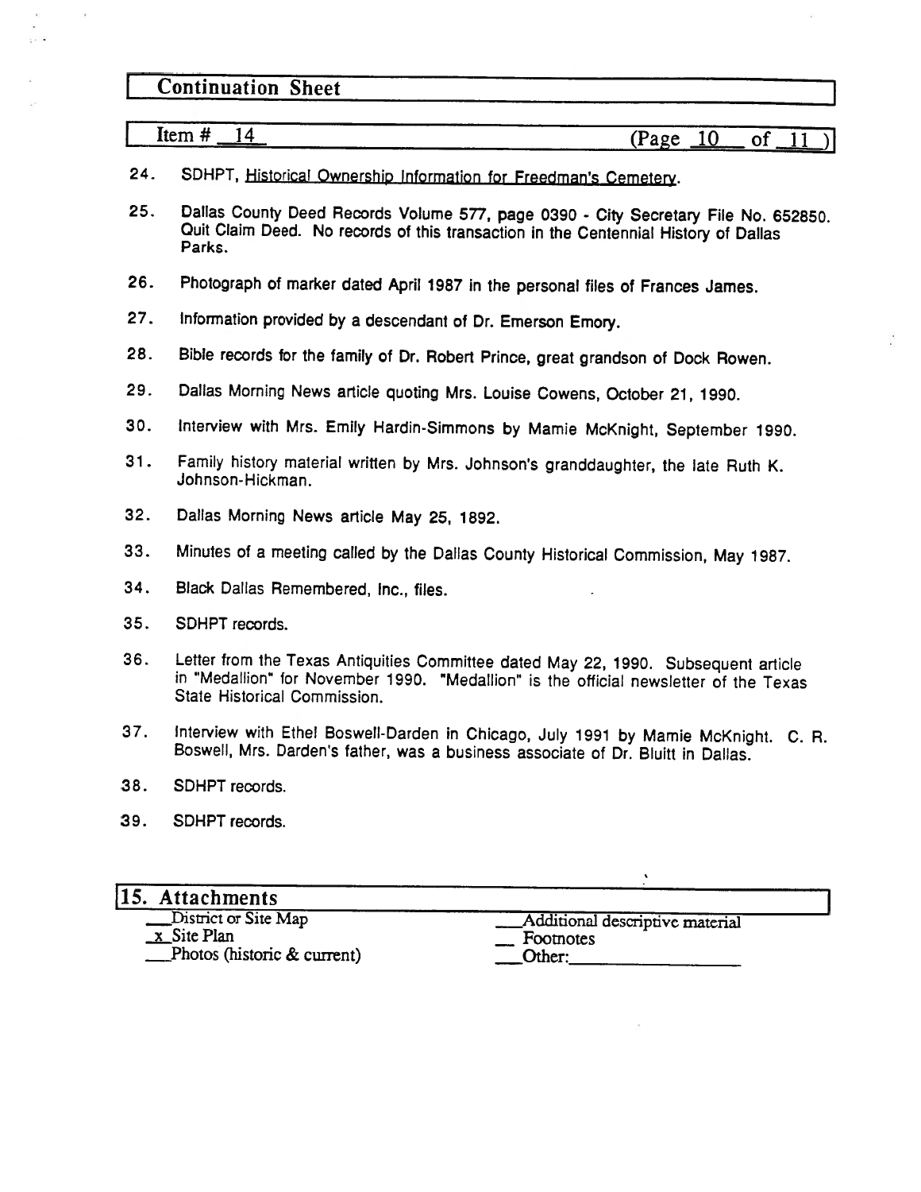## Continuation Sheet

Item # 14 (Page 10 of 11)

24. SDHPT, Historical Ownership Information for Freedman's Cemetery.

25. Dallas County Deed Records Volume 577, page 0390 - City Secretary File No. 652850. Quit Claim Deed. No records of this transaction in the Centennial History of Dallas Parks.

26. Photograph of marker dated April 1987 in the personal files of Frances James.

27. Information provided by a descendant of Dr. Emerson Emory.

28. Bible records for the family of Dr. Robert Prince, great grandson of Dock Rowen.

29. Dallas Morning News article quoting Mrs. Louise Cowens, October 21, 1990.

30. Interview with Mrs. Emily Hardin-Simmons by Mamie McKnight, September 1990.

31. Family history material written by Mrs. Johnson's granddaughter, the late Ruth K. Johnson-Hickman.

32. Dallas Morning News article May 25, 1892.

33. Minutes of a meeting called by the Dallas County Historical Commission, May 1987.

34. Black Dallas Remembered, Inc., files.

35. SDHPT records.

36. Letter from the Texas Antiquities Committee dated May 22, 1990. Subsequent article in "Medallion" for November 1990. "Medallion" is the official newsletter of the Texas State Historical Commission.

37. Interview with Ethel Boswell-Darden in Chicago, July 1991 by Mamie McKnight. C. R. Boswell, Mrs. Darden's father, was a business associate of Dr. Bluitt in Dallas.

38. SDHPT records.

39. SDHPT records.

## 15. Attachments

- ___ District or Site Map
- x Site Plan
- ___ Photos (historic & current)
- ___ Additional descriptive material
- ___ Footnotes
- ___ Other: ___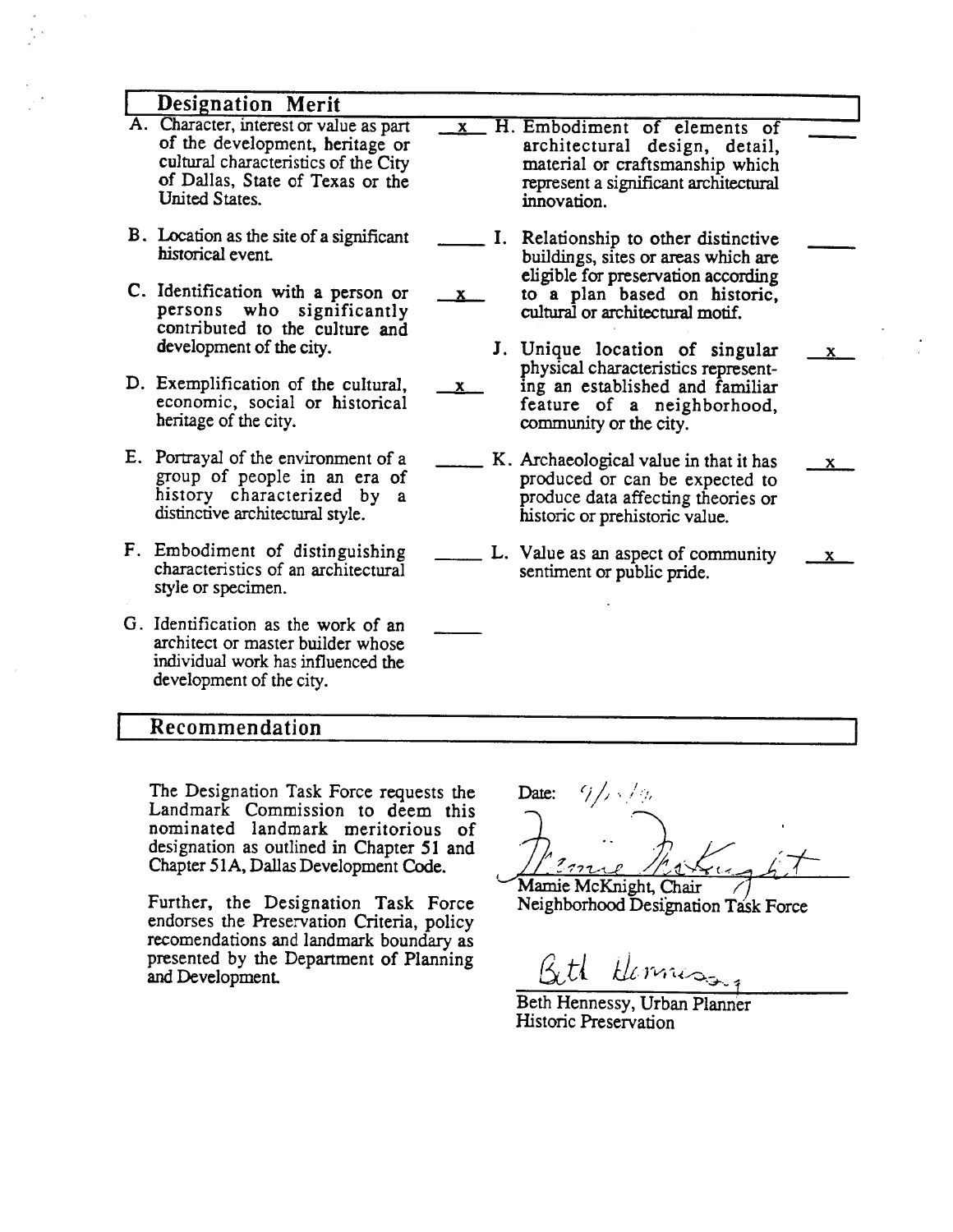## Designation Merit

A. Character, interest or value as part of the development, heritage or cultural characteristics of the City of Dallas, State of Texas or the United States. __x__

B. Location as the site of a significant historical event. _____

C. Identification with a person or persons who significantly contributed to the culture and development of the city. __x__

D. Exemplification of the cultural, economic, social or historical heritage of the city. __x__

E. Portrayal of the environment of a group of people in an era of history characterized by a distinctive architectural style. _____

F. Embodiment of distinguishing characteristics of an architectural style or specimen. _____

G. Identification as the work of an architect or master builder whose individual work has influenced the development of the city. _____

H. Embodiment of elements of architectural design, detail, material or craftsmanship which represent a significant architectural innovation. _____

I. Relationship to other distinctive buildings, sites or areas which are eligible for preservation according to a plan based on historic, cultural or architectural motif. _____

J. Unique location of singular physical characteristics representing an established and familiar feature of a neighborhood, community or the city. __x__

K. Archaeological value in that it has produced or can be expected to produce data affecting theories or historic or prehistoric value. __x__

L. Value as an aspect of community sentiment or public pride. __x__

## Recommendation

The Designation Task Force requests the Landmark Commission to deem this nominated landmark meritorious of designation as outlined in Chapter 51 and Chapter 51A, Dallas Development Code.

Further, the Designation Task Force endorses the Preservation Criteria, policy recomendations and landmark boundary as presented by the Department of Planning and Development.

Date: 9/1/9_

Mamie McKnight, Chair
Neighborhood Designation Task Force

Beth Hennessy, Urban Planner
Historic Preservation